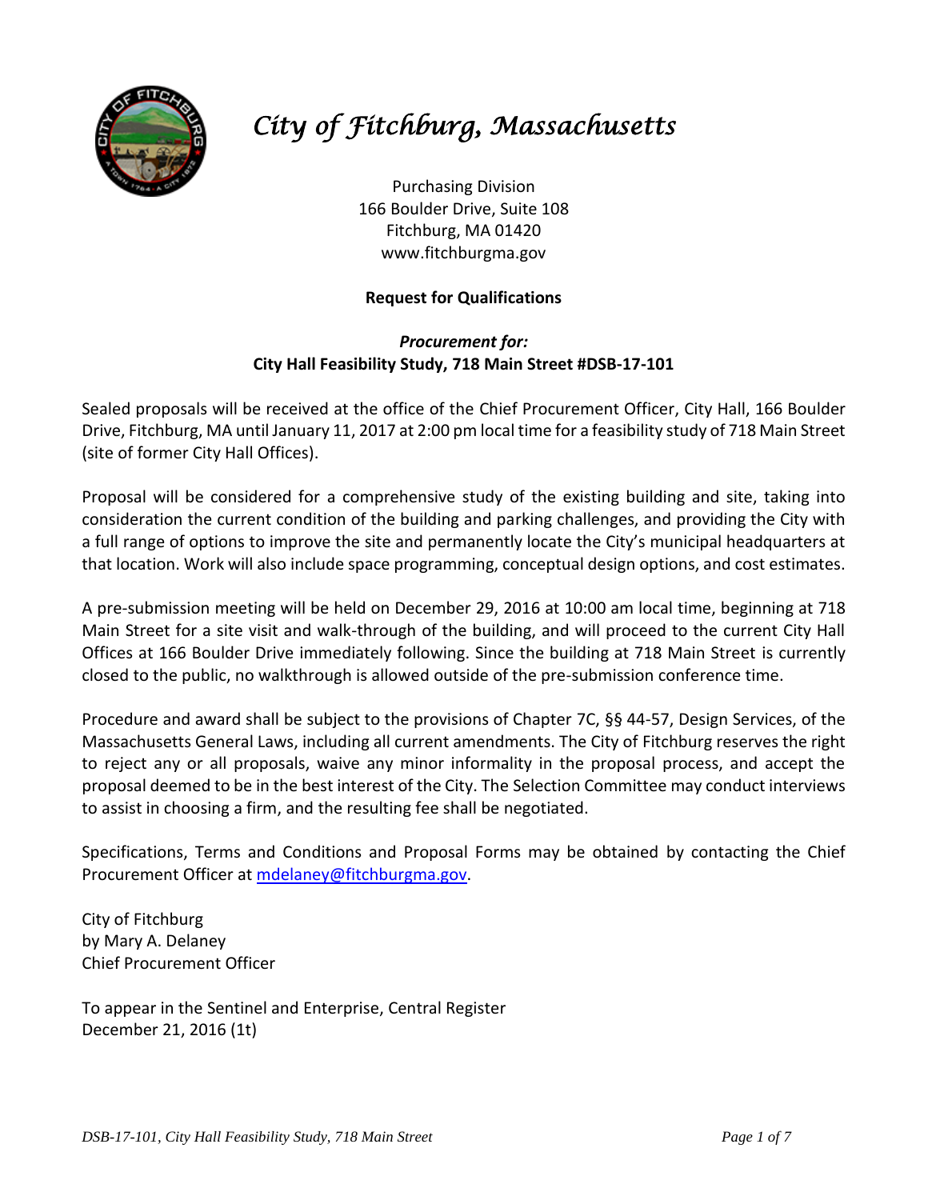# *City of Fitchburg, Massachusetts*

Purchasing Division
166 Boulder Drive, Suite 108
Fitchburg, MA 01420
www.fitchburgma.gov

**Request for Qualifications**

***Procurement for:***
**City Hall Feasibility Study, 718 Main Street #DSB-17-101**

Sealed proposals will be received at the office of the Chief Procurement Officer, City Hall, 166 Boulder Drive, Fitchburg, MA until January 11, 2017 at 2:00 pm local time for a feasibility study of 718 Main Street (site of former City Hall Offices).

Proposal will be considered for a comprehensive study of the existing building and site, taking into consideration the current condition of the building and parking challenges, and providing the City with a full range of options to improve the site and permanently locate the City's municipal headquarters at that location. Work will also include space programming, conceptual design options, and cost estimates.

A pre-submission meeting will be held on December 29, 2016 at 10:00 am local time, beginning at 718 Main Street for a site visit and walk-through of the building, and will proceed to the current City Hall Offices at 166 Boulder Drive immediately following. Since the building at 718 Main Street is currently closed to the public, no walkthrough is allowed outside of the pre-submission conference time.

Procedure and award shall be subject to the provisions of Chapter 7C, §§ 44-57, Design Services, of the Massachusetts General Laws, including all current amendments. The City of Fitchburg reserves the right to reject any or all proposals, waive any minor informality in the proposal process, and accept the proposal deemed to be in the best interest of the City. The Selection Committee may conduct interviews to assist in choosing a firm, and the resulting fee shall be negotiated.

Specifications, Terms and Conditions and Proposal Forms may be obtained by contacting the Chief Procurement Officer at mdelaney@fitchburgma.gov.

City of Fitchburg
by Mary A. Delaney
Chief Procurement Officer

To appear in the Sentinel and Enterprise, Central Register
December 21, 2016 (1t)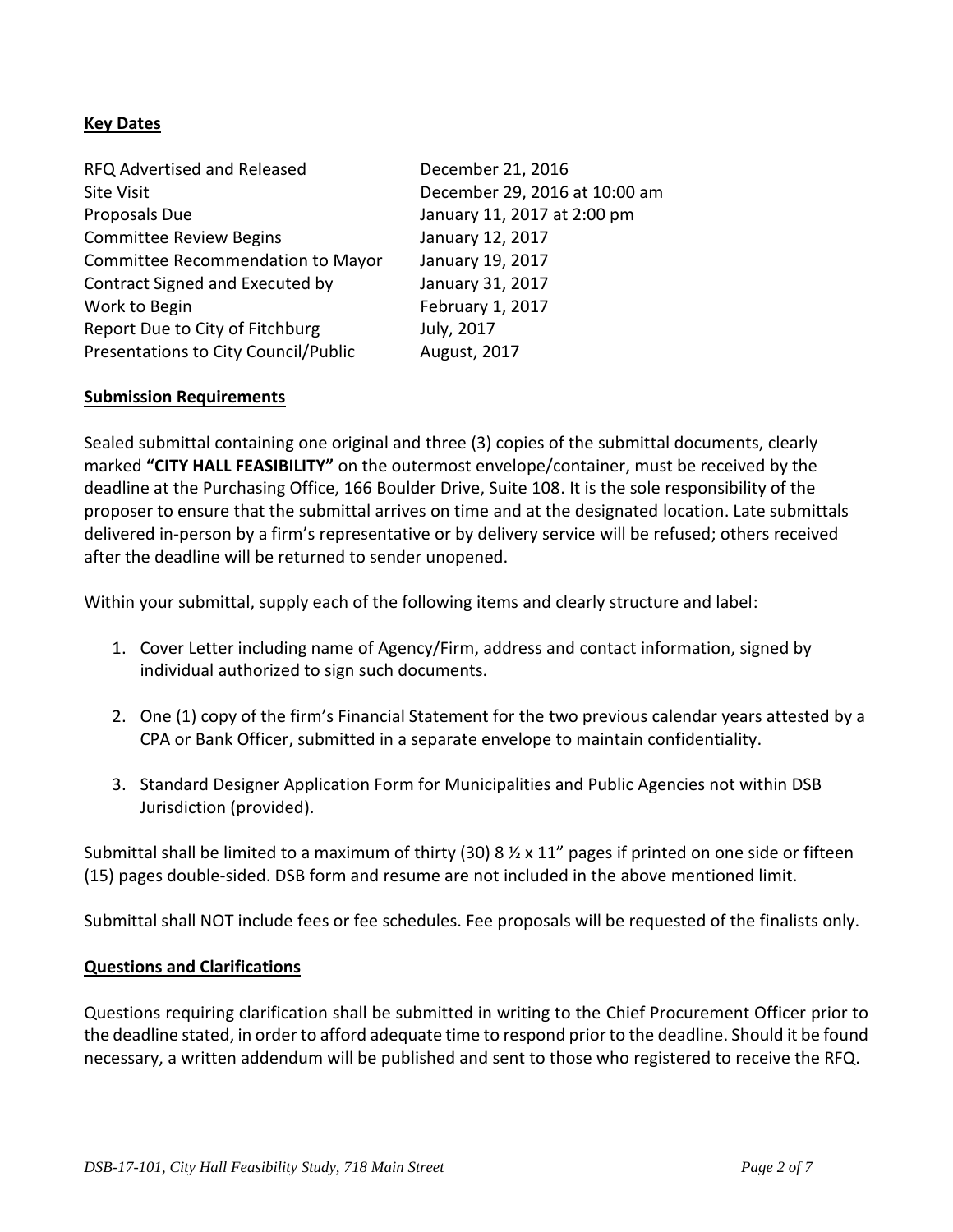**Key Dates**

| | |
|---|---|
| RFQ Advertised and Released | December 21, 2016 |
| Site Visit | December 29, 2016 at 10:00 am |
| Proposals Due | January 11, 2017 at 2:00 pm |
| Committee Review Begins | January 12, 2017 |
| Committee Recommendation to Mayor | January 19, 2017 |
| Contract Signed and Executed by | January 31, 2017 |
| Work to Begin | February 1, 2017 |
| Report Due to City of Fitchburg | July, 2017 |
| Presentations to City Council/Public | August, 2017 |

**Submission Requirements**

Sealed submittal containing one original and three (3) copies of the submittal documents, clearly marked **"CITY HALL FEASIBILITY"** on the outermost envelope/container, must be received by the deadline at the Purchasing Office, 166 Boulder Drive, Suite 108. It is the sole responsibility of the proposer to ensure that the submittal arrives on time and at the designated location. Late submittals delivered in-person by a firm's representative or by delivery service will be refused; others received after the deadline will be returned to sender unopened.

Within your submittal, supply each of the following items and clearly structure and label:

1. Cover Letter including name of Agency/Firm, address and contact information, signed by individual authorized to sign such documents.

2. One (1) copy of the firm's Financial Statement for the two previous calendar years attested by a CPA or Bank Officer, submitted in a separate envelope to maintain confidentiality.

3. Standard Designer Application Form for Municipalities and Public Agencies not within DSB Jurisdiction (provided).

Submittal shall be limited to a maximum of thirty (30) 8 ½ x 11" pages if printed on one side or fifteen (15) pages double-sided. DSB form and resume are not included in the above mentioned limit.

Submittal shall NOT include fees or fee schedules. Fee proposals will be requested of the finalists only.

**Questions and Clarifications**

Questions requiring clarification shall be submitted in writing to the Chief Procurement Officer prior to the deadline stated, in order to afford adequate time to respond prior to the deadline. Should it be found necessary, a written addendum will be published and sent to those who registered to receive the RFQ.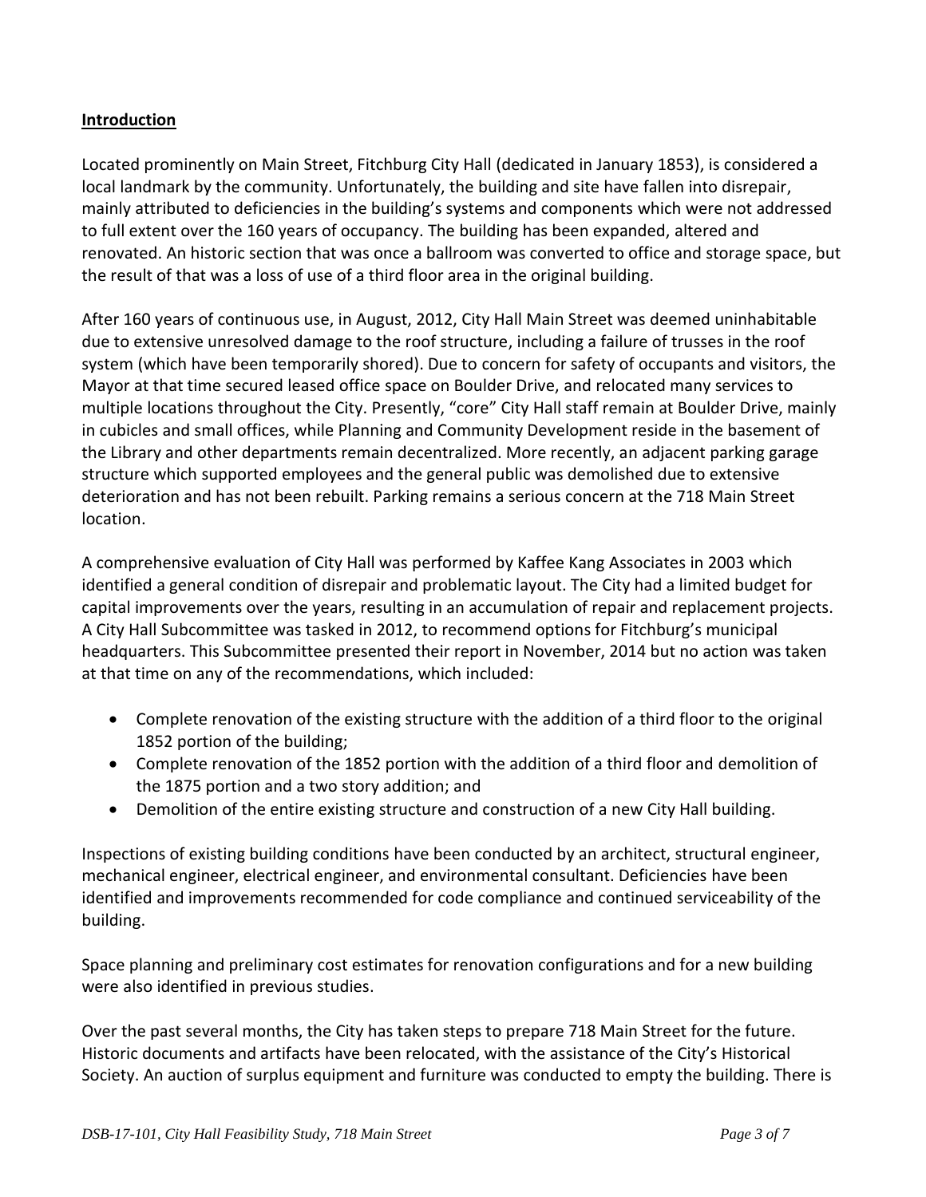## Introduction

Located prominently on Main Street, Fitchburg City Hall (dedicated in January 1853), is considered a local landmark by the community. Unfortunately, the building and site have fallen into disrepair, mainly attributed to deficiencies in the building's systems and components which were not addressed to full extent over the 160 years of occupancy. The building has been expanded, altered and renovated. An historic section that was once a ballroom was converted to office and storage space, but the result of that was a loss of use of a third floor area in the original building.

After 160 years of continuous use, in August, 2012, City Hall Main Street was deemed uninhabitable due to extensive unresolved damage to the roof structure, including a failure of trusses in the roof system (which have been temporarily shored). Due to concern for safety of occupants and visitors, the Mayor at that time secured leased office space on Boulder Drive, and relocated many services to multiple locations throughout the City. Presently, "core" City Hall staff remain at Boulder Drive, mainly in cubicles and small offices, while Planning and Community Development reside in the basement of the Library and other departments remain decentralized. More recently, an adjacent parking garage structure which supported employees and the general public was demolished due to extensive deterioration and has not been rebuilt. Parking remains a serious concern at the 718 Main Street location.

A comprehensive evaluation of City Hall was performed by Kaffee Kang Associates in 2003 which identified a general condition of disrepair and problematic layout. The City had a limited budget for capital improvements over the years, resulting in an accumulation of repair and replacement projects. A City Hall Subcommittee was tasked in 2012, to recommend options for Fitchburg's municipal headquarters. This Subcommittee presented their report in November, 2014 but no action was taken at that time on any of the recommendations, which included:

- Complete renovation of the existing structure with the addition of a third floor to the original 1852 portion of the building;
- Complete renovation of the 1852 portion with the addition of a third floor and demolition of the 1875 portion and a two story addition; and
- Demolition of the entire existing structure and construction of a new City Hall building.

Inspections of existing building conditions have been conducted by an architect, structural engineer, mechanical engineer, electrical engineer, and environmental consultant. Deficiencies have been identified and improvements recommended for code compliance and continued serviceability of the building.

Space planning and preliminary cost estimates for renovation configurations and for a new building were also identified in previous studies.

Over the past several months, the City has taken steps to prepare 718 Main Street for the future. Historic documents and artifacts have been relocated, with the assistance of the City's Historical Society. An auction of surplus equipment and furniture was conducted to empty the building. There is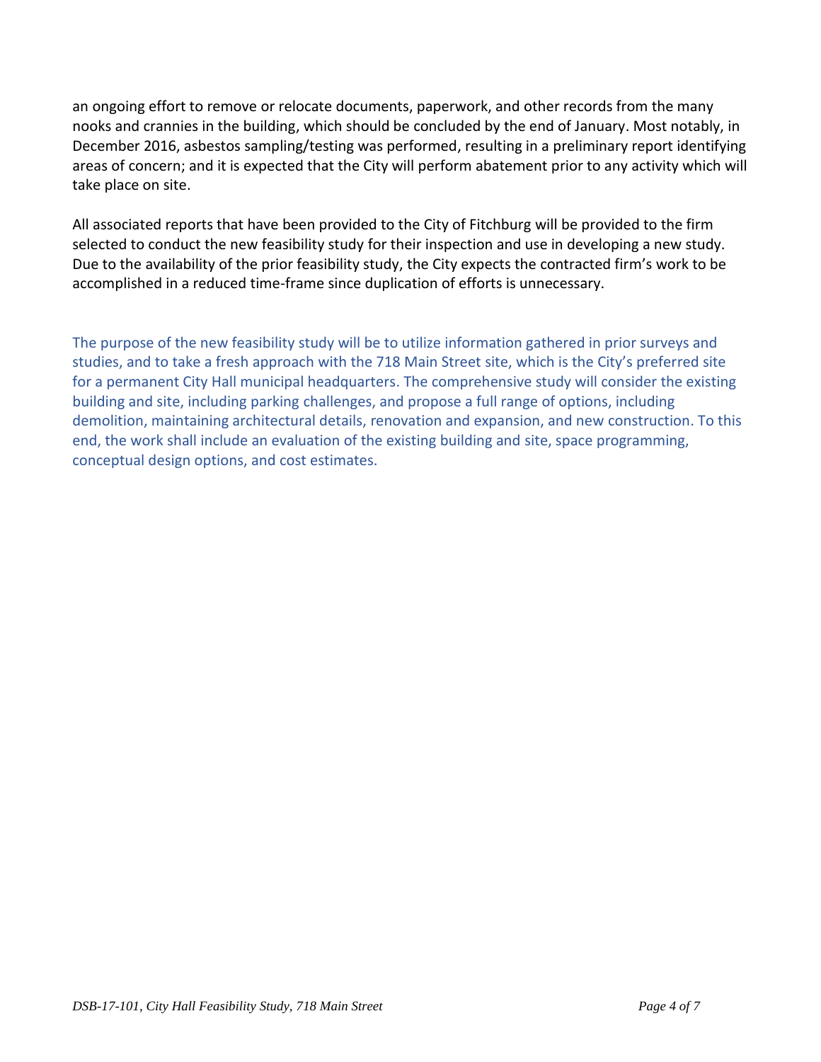an ongoing effort to remove or relocate documents, paperwork, and other records from the many nooks and crannies in the building, which should be concluded by the end of January. Most notably, in December 2016, asbestos sampling/testing was performed, resulting in a preliminary report identifying areas of concern; and it is expected that the City will perform abatement prior to any activity which will take place on site.

All associated reports that have been provided to the City of Fitchburg will be provided to the firm selected to conduct the new feasibility study for their inspection and use in developing a new study. Due to the availability of the prior feasibility study, the City expects the contracted firm's work to be accomplished in a reduced time-frame since duplication of efforts is unnecessary.

The purpose of the new feasibility study will be to utilize information gathered in prior surveys and studies, and to take a fresh approach with the 718 Main Street site, which is the City's preferred site for a permanent City Hall municipal headquarters. The comprehensive study will consider the existing building and site, including parking challenges, and propose a full range of options, including demolition, maintaining architectural details, renovation and expansion, and new construction. To this end, the work shall include an evaluation of the existing building and site, space programming, conceptual design options, and cost estimates.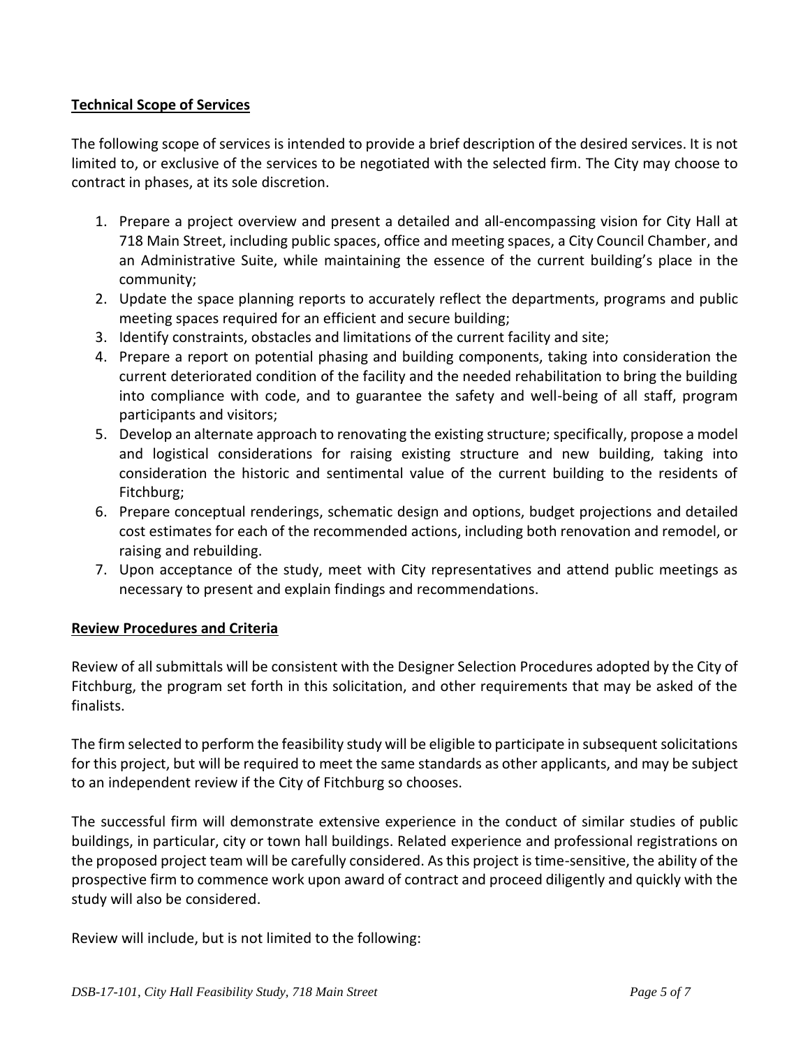**Technical Scope of Services**

The following scope of services is intended to provide a brief description of the desired services. It is not limited to, or exclusive of the services to be negotiated with the selected firm. The City may choose to contract in phases, at its sole discretion.

1. Prepare a project overview and present a detailed and all-encompassing vision for City Hall at 718 Main Street, including public spaces, office and meeting spaces, a City Council Chamber, and an Administrative Suite, while maintaining the essence of the current building's place in the community;
2. Update the space planning reports to accurately reflect the departments, programs and public meeting spaces required for an efficient and secure building;
3. Identify constraints, obstacles and limitations of the current facility and site;
4. Prepare a report on potential phasing and building components, taking into consideration the current deteriorated condition of the facility and the needed rehabilitation to bring the building into compliance with code, and to guarantee the safety and well-being of all staff, program participants and visitors;
5. Develop an alternate approach to renovating the existing structure; specifically, propose a model and logistical considerations for raising existing structure and new building, taking into consideration the historic and sentimental value of the current building to the residents of Fitchburg;
6. Prepare conceptual renderings, schematic design and options, budget projections and detailed cost estimates for each of the recommended actions, including both renovation and remodel, or raising and rebuilding.
7. Upon acceptance of the study, meet with City representatives and attend public meetings as necessary to present and explain findings and recommendations.

**Review Procedures and Criteria**

Review of all submittals will be consistent with the Designer Selection Procedures adopted by the City of Fitchburg, the program set forth in this solicitation, and other requirements that may be asked of the finalists.

The firm selected to perform the feasibility study will be eligible to participate in subsequent solicitations for this project, but will be required to meet the same standards as other applicants, and may be subject to an independent review if the City of Fitchburg so chooses.

The successful firm will demonstrate extensive experience in the conduct of similar studies of public buildings, in particular, city or town hall buildings. Related experience and professional registrations on the proposed project team will be carefully considered. As this project is time-sensitive, the ability of the prospective firm to commence work upon award of contract and proceed diligently and quickly with the study will also be considered.

Review will include, but is not limited to the following: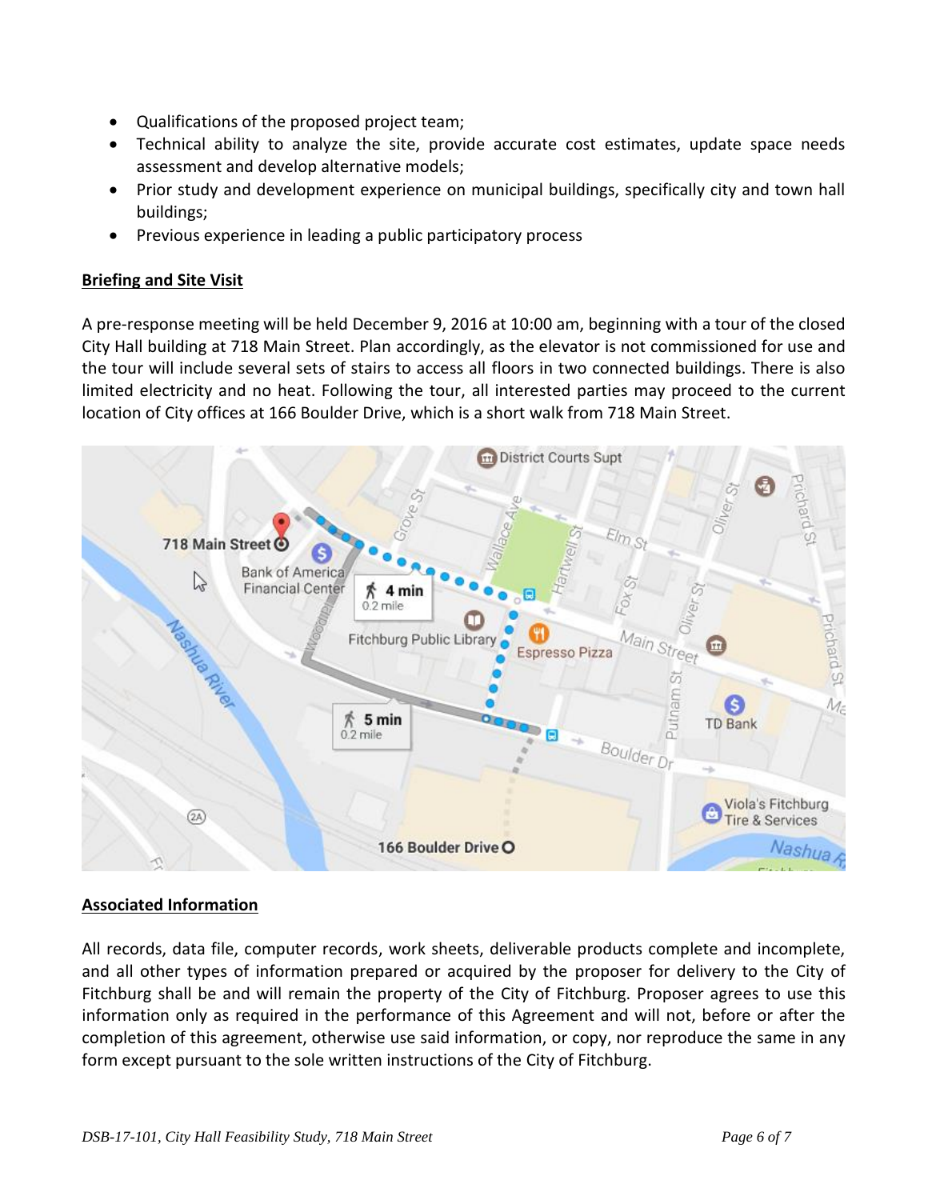- Qualifications of the proposed project team;
- Technical ability to analyze the site, provide accurate cost estimates, update space needs assessment and develop alternative models;
- Prior study and development experience on municipal buildings, specifically city and town hall buildings;
- Previous experience in leading a public participatory process

**Briefing and Site Visit**

A pre-response meeting will be held December 9, 2016 at 10:00 am, beginning with a tour of the closed City Hall building at 718 Main Street. Plan accordingly, as the elevator is not commissioned for use and the tour will include several sets of stairs to access all floors in two connected buildings. There is also limited electricity and no heat. Following the tour, all interested parties may proceed to the current location of City offices at 166 Boulder Drive, which is a short walk from 718 Main Street.

**Associated Information**

All records, data file, computer records, work sheets, deliverable products complete and incomplete, and all other types of information prepared or acquired by the proposer for delivery to the City of Fitchburg shall be and will remain the property of the City of Fitchburg. Proposer agrees to use this information only as required in the performance of this Agreement and will not, before or after the completion of this agreement, otherwise use said information, or copy, nor reproduce the same in any form except pursuant to the sole written instructions of the City of Fitchburg.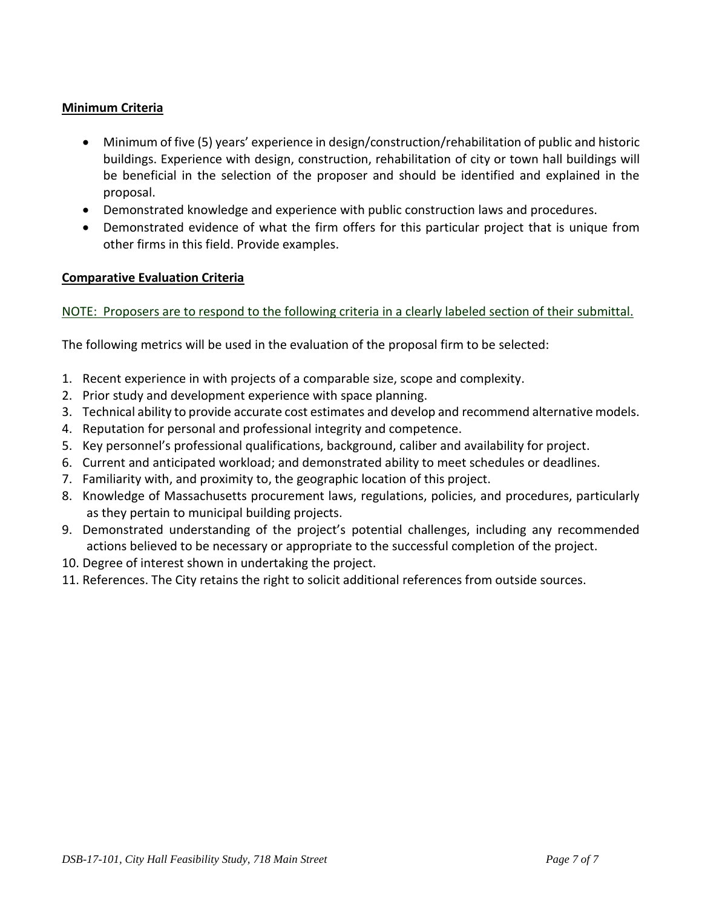**Minimum Criteria**

- Minimum of five (5) years' experience in design/construction/rehabilitation of public and historic buildings. Experience with design, construction, rehabilitation of city or town hall buildings will be beneficial in the selection of the proposer and should be identified and explained in the proposal.
- Demonstrated knowledge and experience with public construction laws and procedures.
- Demonstrated evidence of what the firm offers for this particular project that is unique from other firms in this field. Provide examples.

**Comparative Evaluation Criteria**

NOTE: Proposers are to respond to the following criteria in a clearly labeled section of their submittal.

The following metrics will be used in the evaluation of the proposal firm to be selected:

1. Recent experience in with projects of a comparable size, scope and complexity.
2. Prior study and development experience with space planning.
3. Technical ability to provide accurate cost estimates and develop and recommend alternative models.
4. Reputation for personal and professional integrity and competence.
5. Key personnel's professional qualifications, background, caliber and availability for project.
6. Current and anticipated workload; and demonstrated ability to meet schedules or deadlines.
7. Familiarity with, and proximity to, the geographic location of this project.
8. Knowledge of Massachusetts procurement laws, regulations, policies, and procedures, particularly as they pertain to municipal building projects.
9. Demonstrated understanding of the project's potential challenges, including any recommended actions believed to be necessary or appropriate to the successful completion of the project.
10. Degree of interest shown in undertaking the project.
11. References. The City retains the right to solicit additional references from outside sources.